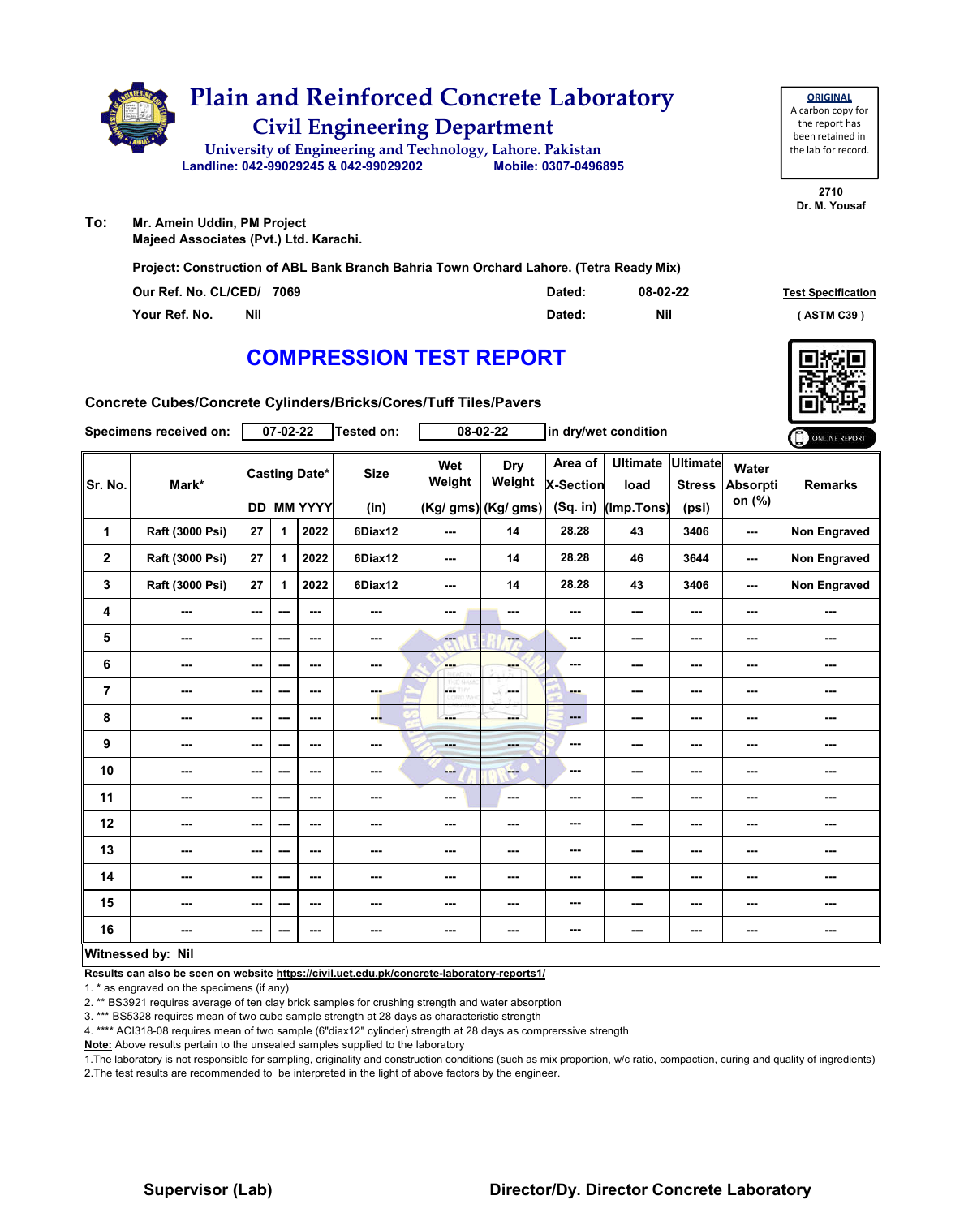# Plain and Reinforced Concrete Laboratory

## Civil Engineering Department

University of Engineering and Technology, Lahore. Pakistan

Landline: 042-99029245 & 042-99029202 Mobile: 0307-0496769

**ORIGINAL**
A carbon copy for the report has been retained in the lab for record.

2710
Dr. M. Yousaf

**To:** Mr. Amein Uddin, PM Project
Majeed Associates (Pvt.) Ltd. Karachi.

**Project: Construction of ABL Bank Branch Bahria Town Orchard Lahore. (Tetra Ready Mix)**

Our Ref. No. CL/CED/ 7069 Dated: 08-02-22

Your Ref. No. Nil Dated: Nil

**Test Specification**
( ASTM C39 )

# COMPRESSION TEST REPORT

**Concrete Cubes/Concrete Cylinders/Bricks/Cores/Tuff Tiles/Pavers**

Specimens received on: 07-02-22 Tested on: 08-02-22 in dry/wet condition

| Sr. No. | Mark* | Casting Date* | | | Size | Wet Weight | Dry Weight | Area of X-Section | Ultimate load | Ultimate Stress | Water Absorption (%) | Remarks |
|---|---|---|---|---|---|---|---|---|---|---|---|---|
| | | DD | MM | YYYY | (in) | (Kg/ gms) | (Kg/ gms) | (Sq. in) | (Imp.Tons) | (psi) | | |
| 1 | Raft (3000 Psi) | 27 | 1 | 2022 | 6Diax12 | --- | 14 | 28.28 | 43 | 3406 | --- | Non Engraved |
| 2 | Raft (3000 Psi) | 27 | 1 | 2022 | 6Diax12 | --- | 14 | 28.28 | 46 | 3644 | --- | Non Engraved |
| 3 | Raft (3000 Psi) | 27 | 1 | 2022 | 6Diax12 | --- | 14 | 28.28 | 43 | 3406 | --- | Non Engraved |
| 4 | --- | --- | --- | --- | --- | --- | --- | --- | --- | --- | --- | --- |
| 5 | --- | --- | --- | --- | --- | --- | --- | --- | --- | --- | --- | --- |
| 6 | --- | --- | --- | --- | --- | --- | --- | --- | --- | --- | --- | --- |
| 7 | --- | --- | --- | --- | --- | --- | --- | --- | --- | --- | --- | --- |
| 8 | --- | --- | --- | --- | --- | --- | --- | --- | --- | --- | --- | --- |
| 9 | --- | --- | --- | --- | --- | --- | --- | --- | --- | --- | --- | --- |
| 10 | --- | --- | --- | --- | --- | --- | --- | --- | --- | --- | --- | --- |
| 11 | --- | --- | --- | --- | --- | --- | --- | --- | --- | --- | --- | --- |
| 12 | --- | --- | --- | --- | --- | --- | --- | --- | --- | --- | --- | --- |
| 13 | --- | --- | --- | --- | --- | --- | --- | --- | --- | --- | --- | --- |
| 14 | --- | --- | --- | --- | --- | --- | --- | --- | --- | --- | --- | --- |
| 15 | --- | --- | --- | --- | --- | --- | --- | --- | --- | --- | --- | --- |
| 16 | --- | --- | --- | --- | --- | --- | --- | --- | --- | --- | --- | --- |

**Witnessed by: Nil**

**Results can also be seen on website https://civil.uet.edu.pk/concrete-laboratory-reports1/**

1. * as engraved on the specimens (if any)
2. ** BS3921 requires average of ten clay brick samples for crushing strength and water absorption
3. *** BS5328 requires mean of two cube sample strength at 28 days as characteristic strength
4. **** ACI318-08 requires mean of two sample (6"diax12" cylinder) strength at 28 days as comprerssive strength

**Note:** Above results pertain to the unsealed samples supplied to the laboratory

1.The laboratory is not responsible for sampling, originality and construction conditions (such as mix proportion, w/c ratio, compaction, curing and quality of ingredients)
2.The test results are recommended to be interpreted in the light of above factors by the engineer.

**Supervisor (Lab)** **Director/Dy. Director Concrete Laboratory**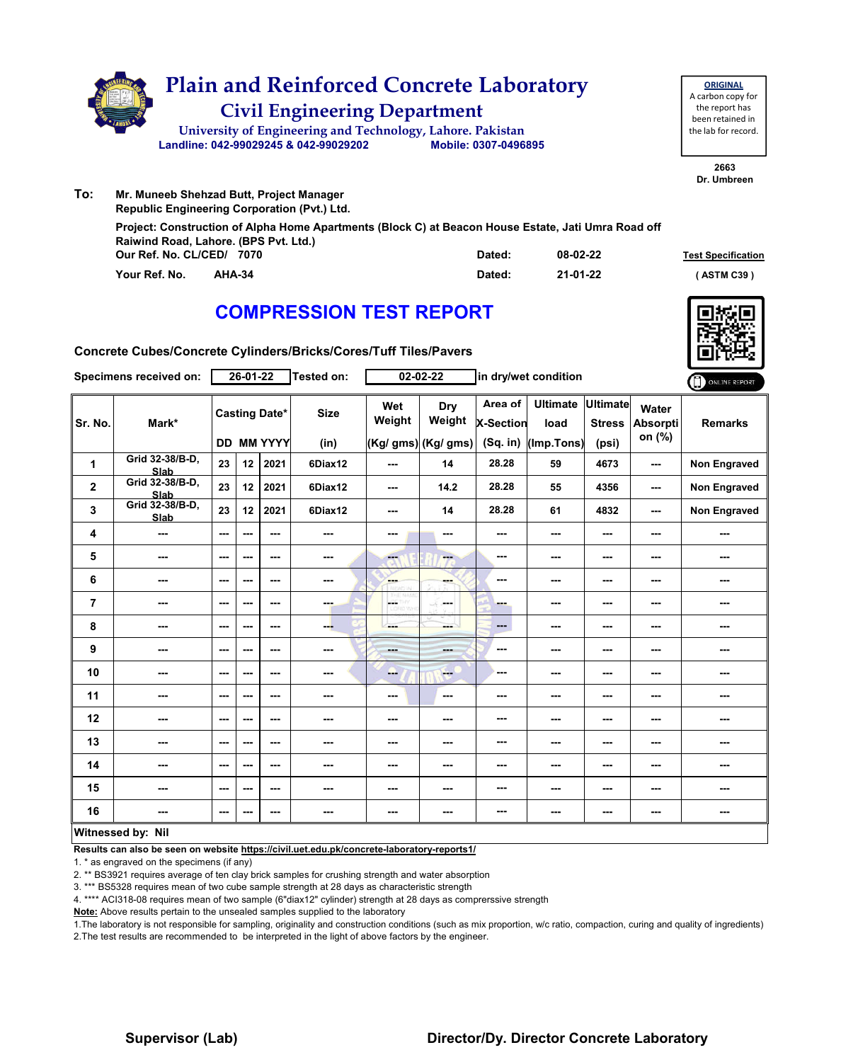# Plain and Reinforced Concrete Laboratory

## Civil Engineering Department

University of Engineering and Technology, Lahore. Pakistan

Landline: 042-99029245 & 042-99029202   Mobile: 0307-0496895

**ORIGINAL**
A carbon copy for the report has been retained in the lab for record.

2663
Dr. Umbreen

**To:** Mr. Muneeb Shehzad Butt, Project Manager
Republic Engineering Corporation (Pvt.) Ltd.

Project: Construction of Alpha Home Apartments (Block C) at Beacon House Estate, Jati Umra Road off Raiwind Road, Lahore. (BPS Pvt. Ltd.)

Our Ref. No. CL/CED/ 7070   Dated: 08-02-22   **Test Specification**

Your Ref. No. AHA-34   Dated: 21-01-22   ( ASTM C39 )

# COMPRESSION TEST REPORT

**Concrete Cubes/Concrete Cylinders/Bricks/Cores/Tuff Tiles/Pavers**

Specimens received on: 26-01-22   Tested on: 02-02-22   in dry/wet condition

ONLINE REPORT

| Sr. No. | Mark* | Casting Date* | | | Size | Wet Weight | Dry Weight | Area of X-Section | Ultimate load | Ultimate Stress | Water Absorption (%) | Remarks |
|---|---|---|---|---|---|---|---|---|---|---|---|---|
| | | DD | MM | YYYY | (in) | (Kg/ gms) | (Kg/ gms) | (Sq. in) | (Imp.Tons) | (psi) | | |
| 1 | Grid 32-38/B-D, Slab | 23 | 12 | 2021 | 6Diax12 | --- | 14 | 28.28 | 59 | 4673 | --- | Non Engraved |
| 2 | Grid 32-38/B-D, Slab | 23 | 12 | 2021 | 6Diax12 | --- | 14.2 | 28.28 | 55 | 4356 | --- | Non Engraved |
| 3 | Grid 32-38/B-D, Slab | 23 | 12 | 2021 | 6Diax12 | --- | 14 | 28.28 | 61 | 4832 | --- | Non Engraved |
| 4 | --- | --- | --- | --- | --- | --- | --- | --- | --- | --- | --- | --- |
| 5 | --- | --- | --- | --- | --- | --- | --- | --- | --- | --- | --- | --- |
| 6 | --- | --- | --- | --- | --- | --- | --- | --- | --- | --- | --- | --- |
| 7 | --- | --- | --- | --- | --- | --- | --- | --- | --- | --- | --- | --- |
| 8 | --- | --- | --- | --- | --- | --- | --- | --- | --- | --- | --- | --- |
| 9 | --- | --- | --- | --- | --- | --- | --- | --- | --- | --- | --- | --- |
| 10 | --- | --- | --- | --- | --- | --- | --- | --- | --- | --- | --- | --- |
| 11 | --- | --- | --- | --- | --- | --- | --- | --- | --- | --- | --- | --- |
| 12 | --- | --- | --- | --- | --- | --- | --- | --- | --- | --- | --- | --- |
| 13 | --- | --- | --- | --- | --- | --- | --- | --- | --- | --- | --- | --- |
| 14 | --- | --- | --- | --- | --- | --- | --- | --- | --- | --- | --- | --- |
| 15 | --- | --- | --- | --- | --- | --- | --- | --- | --- | --- | --- | --- |
| 16 | --- | --- | --- | --- | --- | --- | --- | --- | --- | --- | --- | --- |

**Witnessed by: Nil**

**Results can also be seen on website https://civil.uet.edu.pk/concrete-laboratory-reports1/**

1. * as engraved on the specimens (if any)
2. ** BS3921 requires average of ten clay brick samples for crushing strength and water absorption
3. *** BS5328 requires mean of two cube sample strength at 28 days as characteristic strength
4. **** ACI318-08 requires mean of two sample (6"diax12" cylinder) strength at 28 days as comprerssive strength

**Note:** Above results pertain to the unsealed samples supplied to the laboratory

1.The laboratory is not responsible for sampling, originality and construction conditions (such as mix proportion, w/c ratio, compaction, curing and quality of ingredients)
2.The test results are recommended to be interpreted in the light of above factors by the engineer.

**Supervisor (Lab)**   **Director/Dy. Director Concrete Laboratory**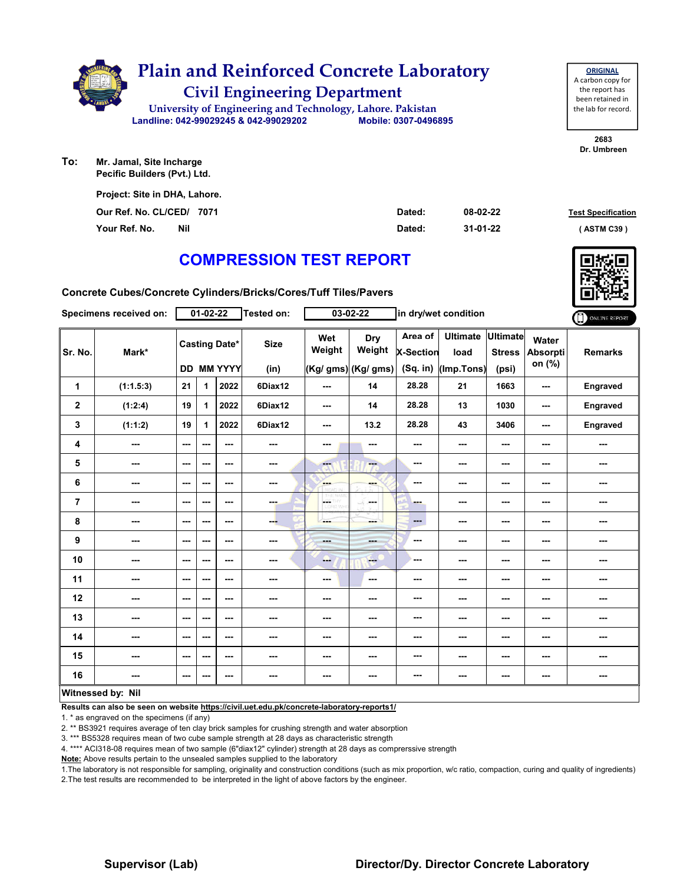# Plain and Reinforced Concrete Laboratory

## Civil Engineering Department

University of Engineering and Technology, Lahore. Pakistan

Landline: 042-99029245 & 042-99029202 Mobile: 0307-0496895

**ORIGINAL**
A carbon copy for the report has been retained in the lab for record.

2683
Dr. Umbreen

**To:** Mr. Jamal, Site Incharge
Pecific Builders (Pvt.) Ltd.

Project: Site in DHA, Lahore.

Our Ref. No. CL/CED/ 7071 Dated: 08-02-22

Your Ref. No. Nil Dated: 31-01-22

Test Specification
( ASTM C39 )

# COMPRESSION TEST REPORT

**Concrete Cubes/Concrete Cylinders/Bricks/Cores/Tuff Tiles/Pavers**

Specimens received on: 01-02-22 Tested on: 03-02-22 in dry/wet condition

ONLINE REPORT

| Sr. No. | Mark* | Casting Date* | | | Size | Wet Weight | Dry Weight | Area of X-Section | Ultimate load | Ultimate Stress | Water Absorption (%) | Remarks |
|---|---|---|---|---|---|---|---|---|---|---|---|---|
| | | DD | MM | YYYY | (in) | (Kg/ gms) | (Kg/ gms) | (Sq. in) | (Imp.Tons) | (psi) | | |
| 1 | (1:1.5:3) | 21 | 1 | 2022 | 6Diax12 | --- | 14 | 28.28 | 21 | 1663 | --- | Engraved |
| 2 | (1:2:4) | 19 | 1 | 2022 | 6Diax12 | --- | 14 | 28.28 | 13 | 1030 | --- | Engraved |
| 3 | (1:1:2) | 19 | 1 | 2022 | 6Diax12 | --- | 13.2 | 28.28 | 43 | 3406 | --- | Engraved |
| 4 | --- | --- | --- | --- | --- | --- | --- | --- | --- | --- | --- | --- |
| 5 | --- | --- | --- | --- | --- | --- | --- | --- | --- | --- | --- | --- |
| 6 | --- | --- | --- | --- | --- | --- | --- | --- | --- | --- | --- | --- |
| 7 | --- | --- | --- | --- | --- | --- | --- | --- | --- | --- | --- | --- |
| 8 | --- | --- | --- | --- | --- | --- | --- | --- | --- | --- | --- | --- |
| 9 | --- | --- | --- | --- | --- | --- | --- | --- | --- | --- | --- | --- |
| 10 | --- | --- | --- | --- | --- | --- | --- | --- | --- | --- | --- | --- |
| 11 | --- | --- | --- | --- | --- | --- | --- | --- | --- | --- | --- | --- |
| 12 | --- | --- | --- | --- | --- | --- | --- | --- | --- | --- | --- | --- |
| 13 | --- | --- | --- | --- | --- | --- | --- | --- | --- | --- | --- | --- |
| 14 | --- | --- | --- | --- | --- | --- | --- | --- | --- | --- | --- | --- |
| 15 | --- | --- | --- | --- | --- | --- | --- | --- | --- | --- | --- | --- |
| 16 | --- | --- | --- | --- | --- | --- | --- | --- | --- | --- | --- | --- |

**Witnessed by: Nil**

**Results can also be seen on website https://civil.uet.edu.pk/concrete-laboratory-reports1/**

1. * as engraved on the specimens (if any)
2. ** BS3921 requires average of ten clay brick samples for crushing strength and water absorption
3. *** BS5328 requires mean of two cube sample strength at 28 days as characteristic strength
4. **** ACI318-08 requires mean of two sample (6"diax12" cylinder) strength at 28 days as comprerssive strength

**Note:** Above results pertain to the unsealed samples supplied to the laboratory

1.The laboratory is not responsible for sampling, originality and construction conditions (such as mix proportion, w/c ratio, compaction, curing and quality of ingredients)
2.The test results are recommended to be interpreted in the light of above factors by the engineer.

**Supervisor (Lab)** **Director/Dy. Director Concrete Laboratory**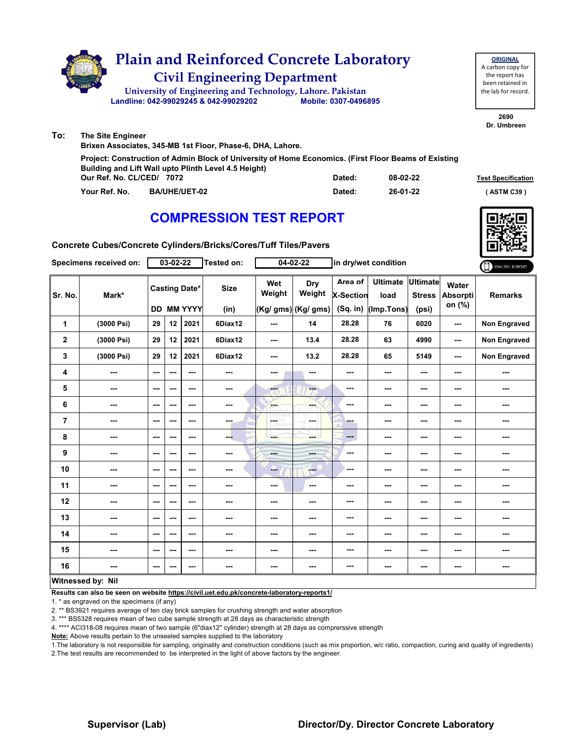# Plain and Reinforced Concrete Laboratory

## Civil Engineering Department

University of Engineering and Technology, Lahore. Pakistan

Landline: 042-99029245 & 042-99029202 Mobile: 0307-0496895

**ORIGINAL**
A carbon copy for the report has been retained in the lab for record.

2690
Dr. Umbreen

**To:** The Site Engineer
Brixen Associates, 345-MB 1st Floor, Phase-6, DHA, Lahore.

Project: Construction of Admin Block of University of Home Economics. (First Floor Beams of Existing Building and Lift Wall upto Plinth Level 4.5 Height)

Our Ref. No. CL/CED/ 7072 Dated: 08-02-22

Your Ref. No. BA/UHE/UET-02 Dated: 26-01-22

Test Specification ( ASTM C39 )

## COMPRESSION TEST REPORT

Concrete Cubes/Concrete Cylinders/Bricks/Cores/Tuff Tiles/Pavers

Specimens received on: 03-02-22 Tested on: 04-02-22 in dry/wet condition

ONLINE REPORT

| Sr. No. | Mark* | Casting Date* DD | MM | YYYY | Size (in) | Wet Weight (Kg/ gms) | Dry Weight (Kg/ gms) | Area of X-Section (Sq. in) | Ultimate load (Imp.Tons) | Ultimate Stress (psi) | Water Absorption (%) | Remarks |
|---|---|---|---|---|---|---|---|---|---|---|---|---|
| 1 | (3000 Psi) | 29 | 12 | 2021 | 6Diax12 | --- | 14 | 28.28 | 76 | 6020 | --- | Non Engraved |
| 2 | (3000 Psi) | 29 | 12 | 2021 | 6Diax12 | --- | 13.4 | 28.28 | 63 | 4990 | --- | Non Engraved |
| 3 | (3000 Psi) | 29 | 12 | 2021 | 6Diax12 | --- | 13.2 | 28.28 | 65 | 5149 | --- | Non Engraved |
| 4 | --- | --- | --- | --- | --- | --- | --- | --- | --- | --- | --- | --- |
| 5 | --- | --- | --- | --- | --- | --- | --- | --- | --- | --- | --- | --- |
| 6 | --- | --- | --- | --- | --- | --- | --- | --- | --- | --- | --- | --- |
| 7 | --- | --- | --- | --- | --- | --- | --- | --- | --- | --- | --- | --- |
| 8 | --- | --- | --- | --- | --- | --- | --- | --- | --- | --- | --- | --- |
| 9 | --- | --- | --- | --- | --- | --- | --- | --- | --- | --- | --- | --- |
| 10 | --- | --- | --- | --- | --- | --- | --- | --- | --- | --- | --- | --- |
| 11 | --- | --- | --- | --- | --- | --- | --- | --- | --- | --- | --- | --- |
| 12 | --- | --- | --- | --- | --- | --- | --- | --- | --- | --- | --- | --- |
| 13 | --- | --- | --- | --- | --- | --- | --- | --- | --- | --- | --- | --- |
| 14 | --- | --- | --- | --- | --- | --- | --- | --- | --- | --- | --- | --- |
| 15 | --- | --- | --- | --- | --- | --- | --- | --- | --- | --- | --- | --- |
| 16 | --- | --- | --- | --- | --- | --- | --- | --- | --- | --- | --- | --- |

**Witnessed by: Nil**

**Results can also be seen on website https://civil.uet.edu.pk/concrete-laboratory-reports1/**

1. * as engraved on the specimens (if any)
2. ** BS3921 requires average of ten clay brick samples for crushing strength and water absorption
3. *** BS5328 requires mean of two cube sample strength at 28 days as characteristic strength
4. **** ACI318-08 requires mean of two sample (6"diax12" cylinder) strength at 28 days as comprerssive strength

**Note:** Above results pertain to the unsealed samples supplied to the laboratory

1.The laboratory is not responsible for sampling, originality and construction conditions (such as mix proportion, w/c ratio, compaction, curing and quality of ingredients)
2.The test results are recommended to be interpreted in the light of above factors by the engineer.

**Supervisor (Lab)** **Director/Dy. Director Concrete Laboratory**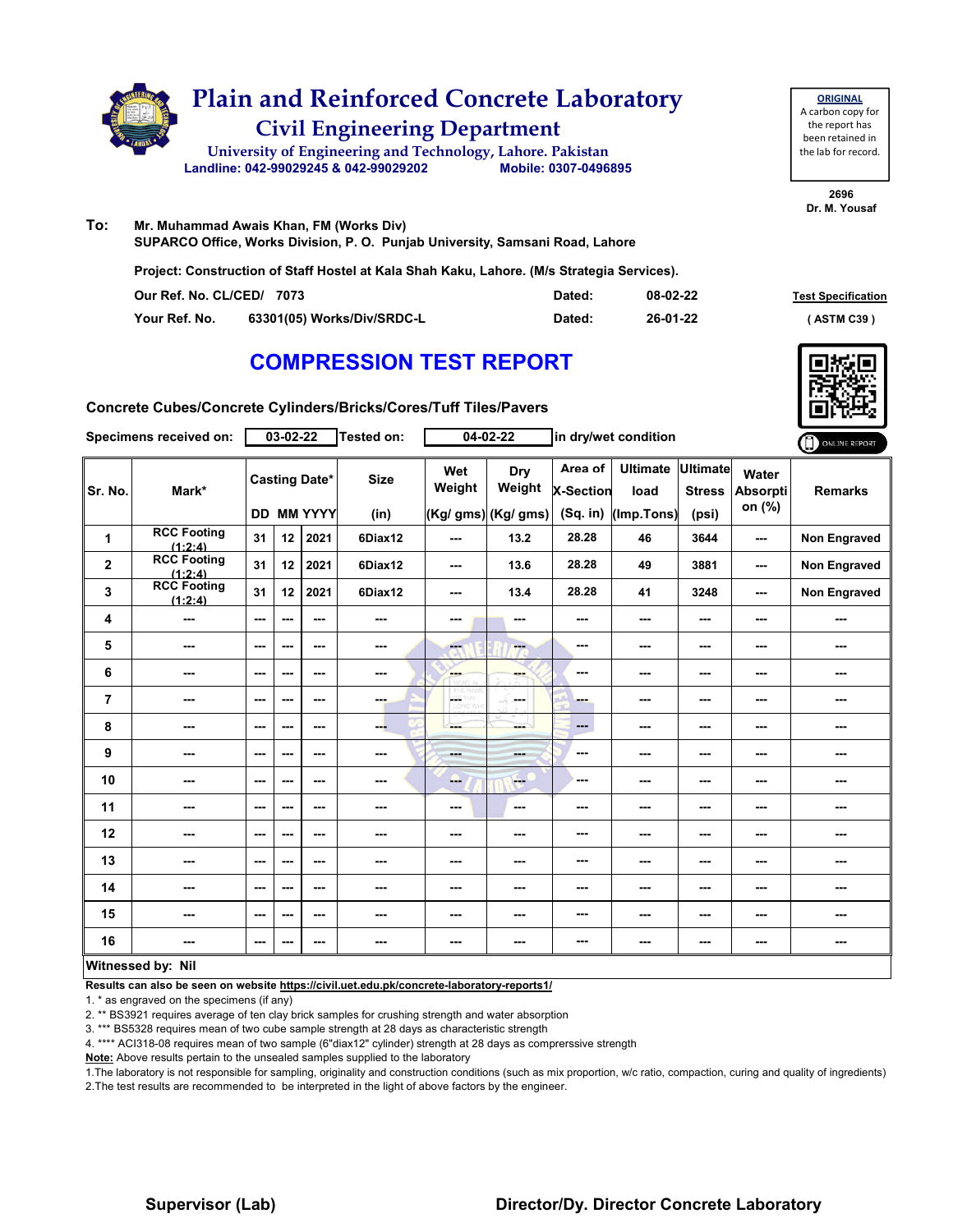# Plain and Reinforced Concrete Laboratory

## Civil Engineering Department

University of Engineering and Technology, Lahore. Pakistan

Landline: 042-99029245 & 042-99029202 Mobile: 0307-0496895

**ORIGINAL**
A carbon copy for the report has been retained in the lab for record.

2696
Dr. M. Yousaf

**To:** Mr. Muhammad Awais Khan, FM (Works Div)
SUPARCO Office, Works Division, P. O. Punjab University, Samsani Road, Lahore

Project: Construction of Staff Hostel at Kala Shah Kaku, Lahore. (M/s Strategia Services).

Our Ref. No. CL/CED/ 7073 Dated: 08-02-22

Your Ref. No. 63301(05) Works/Div/SRDC-L Dated: 26-01-22

Test Specification ( ASTM C39 )

# COMPRESSION TEST REPORT

Concrete Cubes/Concrete Cylinders/Bricks/Cores/Tuff Tiles/Pavers

Specimens received on: 03-02-22 Tested on: 04-02-22 in dry/wet condition

ONLINE REPORT

| Sr. No. | Mark* | Casting Date* | | | Size | Wet Weight | Dry Weight | Area of X-Section | Ultimate load | Ultimate Stress | Water Absorption (%) | Remarks |
|---|---|---|---|---|---|---|---|---|---|---|---|---|
| | | DD | MM | YYYY | (in) | (Kg/ gms) | (Kg/ gms) | (Sq. in) | (Imp.Tons) | (psi) | | |
| 1 | RCC Footing (1:2:4) | 31 | 12 | 2021 | 6Diax12 | --- | 13.2 | 28.28 | 46 | 3644 | --- | Non Engraved |
| 2 | RCC Footing (1:2:4) | 31 | 12 | 2021 | 6Diax12 | --- | 13.6 | 28.28 | 49 | 3881 | --- | Non Engraved |
| 3 | RCC Footing (1:2:4) | 31 | 12 | 2021 | 6Diax12 | --- | 13.4 | 28.28 | 41 | 3248 | --- | Non Engraved |
| 4 | --- | --- | --- | --- | --- | --- | --- | --- | --- | --- | --- | --- |
| 5 | --- | --- | --- | --- | --- | --- | --- | --- | --- | --- | --- | --- |
| 6 | --- | --- | --- | --- | --- | --- | --- | --- | --- | --- | --- | --- |
| 7 | --- | --- | --- | --- | --- | --- | --- | --- | --- | --- | --- | --- |
| 8 | --- | --- | --- | --- | --- | --- | --- | --- | --- | --- | --- | --- |
| 9 | --- | --- | --- | --- | --- | --- | --- | --- | --- | --- | --- | --- |
| 10 | --- | --- | --- | --- | --- | --- | --- | --- | --- | --- | --- | --- |
| 11 | --- | --- | --- | --- | --- | --- | --- | --- | --- | --- | --- | --- |
| 12 | --- | --- | --- | --- | --- | --- | --- | --- | --- | --- | --- | --- |
| 13 | --- | --- | --- | --- | --- | --- | --- | --- | --- | --- | --- | --- |
| 14 | --- | --- | --- | --- | --- | --- | --- | --- | --- | --- | --- | --- |
| 15 | --- | --- | --- | --- | --- | --- | --- | --- | --- | --- | --- | --- |
| 16 | --- | --- | --- | --- | --- | --- | --- | --- | --- | --- | --- | --- |

**Witnessed by: Nil**

**Results can also be seen on website https://civil.uet.edu.pk/concrete-laboratory-reports1/**

1. * as engraved on the specimens (if any)
2. ** BS3921 requires average of ten clay brick samples for crushing strength and water absorption
3. *** BS5328 requires mean of two cube sample strength at 28 days as characteristic strength
4. **** ACI318-08 requires mean of two sample (6"diax12" cylinder) strength at 28 days as comprerssive strength

**Note:** Above results pertain to the unsealed samples supplied to the laboratory

1. The laboratory is not responsible for sampling, originality and construction conditions (such as mix proportion, w/c ratio, compaction, curing and quality of ingredients)
2. The test results are recommended to be interpreted in the light of above factors by the engineer.

**Supervisor (Lab)** **Director/Dy. Director Concrete Laboratory**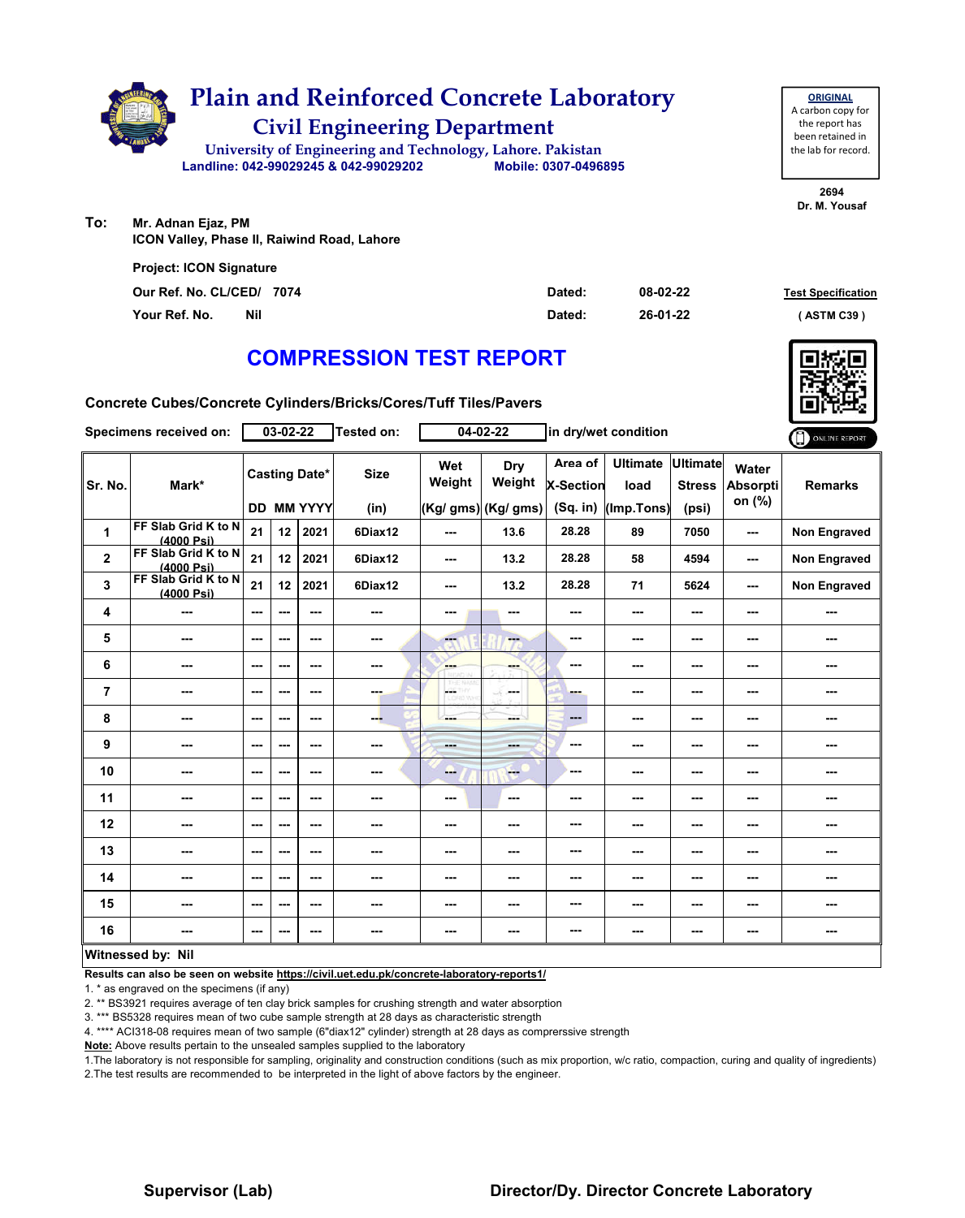# Plain and Reinforced Concrete Laboratory

## Civil Engineering Department

University of Engineering and Technology, Lahore. Pakistan

Landline: 042-99029245 & 042-99029202 Mobile: 0307-0496895

**ORIGINAL**
A carbon copy for the report has been retained in the lab for record.

2694
Dr. M. Yousaf

**To:** Mr. Adnan Ejaz, PM
ICON Valley, Phase II, Raiwind Road, Lahore

Project: ICON Signature

Our Ref. No. CL/CED/ 7074 Dated: 08-02-22

Your Ref. No. Nil Dated: 26-01-22

Test Specification ( ASTM C39 )

# COMPRESSION TEST REPORT

Concrete Cubes/Concrete Cylinders/Bricks/Cores/Tuff Tiles/Pavers

Specimens received on: 03-02-22 Tested on: 04-02-22 in dry/wet condition

| Sr. No. | Mark* | Casting Date* | | | Size | Wet Weight | Dry Weight | Area of X-Section | Ultimate load | Ultimate Stress | Water Absorption (%) | Remarks |
|---|---|---|---|---|---|---|---|---|---|---|---|---|
| | | DD | MM | YYYY | (in) | (Kg/ gms) | (Kg/ gms) | (Sq. in) | (Imp.Tons) | (psi) | | |
| 1 | FF Slab Grid K to N (4000 Psi) | 21 | 12 | 2021 | 6Diax12 | --- | 13.6 | 28.28 | 89 | 7050 | --- | Non Engraved |
| 2 | FF Slab Grid K to N (4000 Psi) | 21 | 12 | 2021 | 6Diax12 | --- | 13.2 | 28.28 | 58 | 4594 | --- | Non Engraved |
| 3 | FF Slab Grid K to N (4000 Psi) | 21 | 12 | 2021 | 6Diax12 | --- | 13.2 | 28.28 | 71 | 5624 | --- | Non Engraved |
| 4 | --- | --- | --- | --- | --- | --- | --- | --- | --- | --- | --- | --- |
| 5 | --- | --- | --- | --- | --- | --- | --- | --- | --- | --- | --- | --- |
| 6 | --- | --- | --- | --- | --- | --- | --- | --- | --- | --- | --- | --- |
| 7 | --- | --- | --- | --- | --- | --- | --- | --- | --- | --- | --- | --- |
| 8 | --- | --- | --- | --- | --- | --- | --- | --- | --- | --- | --- | --- |
| 9 | --- | --- | --- | --- | --- | --- | --- | --- | --- | --- | --- | --- |
| 10 | --- | --- | --- | --- | --- | --- | --- | --- | --- | --- | --- | --- |
| 11 | --- | --- | --- | --- | --- | --- | --- | --- | --- | --- | --- | --- |
| 12 | --- | --- | --- | --- | --- | --- | --- | --- | --- | --- | --- | --- |
| 13 | --- | --- | --- | --- | --- | --- | --- | --- | --- | --- | --- | --- |
| 14 | --- | --- | --- | --- | --- | --- | --- | --- | --- | --- | --- | --- |
| 15 | --- | --- | --- | --- | --- | --- | --- | --- | --- | --- | --- | --- |
| 16 | --- | --- | --- | --- | --- | --- | --- | --- | --- | --- | --- | --- |

**Witnessed by: Nil**

**Results can also be seen on website https://civil.uet.edu.pk/concrete-laboratory-reports1/**

1. * as engraved on the specimens (if any)
2. ** BS3921 requires average of ten clay brick samples for crushing strength and water absorption
3. *** BS5328 requires mean of two cube sample strength at 28 days as characteristic strength
4. **** ACI318-08 requires mean of two sample (6"diax12" cylinder) strength at 28 days as comprerssive strength

**Note:** Above results pertain to the unsealed samples supplied to the laboratory

1. The laboratory is not responsible for sampling, originality and construction conditions (such as mix proportion, w/c ratio, compaction, curing and quality of ingredients)
2. The test results are recommended to be interpreted in the light of above factors by the engineer.

**Supervisor (Lab)** **Director/Dy. Director Concrete Laboratory**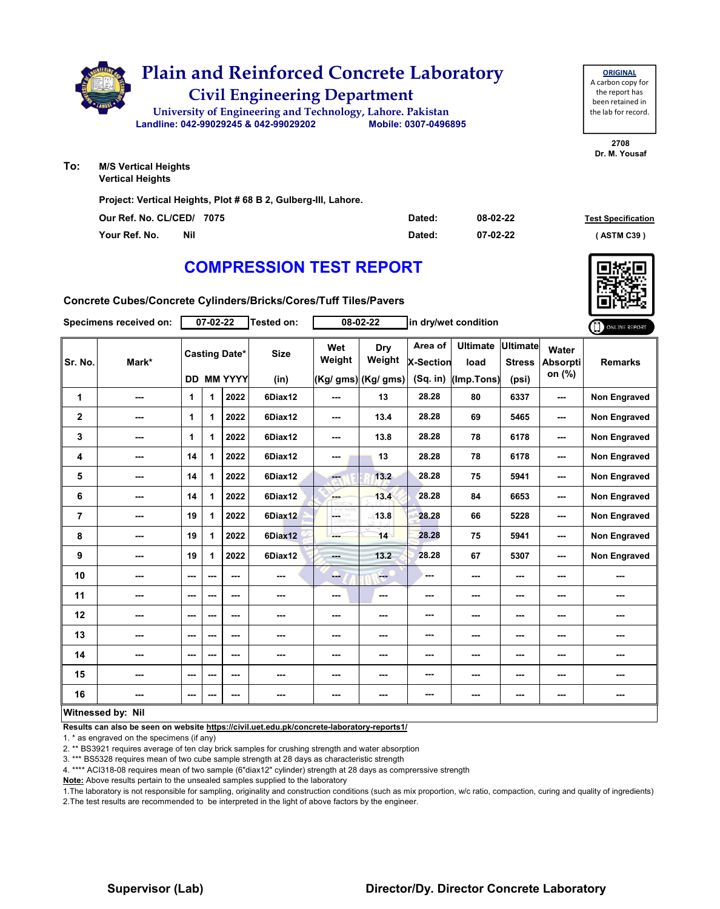# Plain and Reinforced Concrete Laboratory

## Civil Engineering Department

University of Engineering and Technology, Lahore. Pakistan

Landline: 042-99029245 & 042-99029202 Mobile: 0307-0496895

**ORIGINAL**
A carbon copy for the report has been retained in the lab for record.

2708
Dr. M. Yousaf

**To:** M/S Vertical Heights
Vertical Heights

**Project: Vertical Heights, Plot # 68 B 2, Gulberg-III, Lahore.**

| | | | | |
|---|---|---|---|---|
| Our Ref. No. CL/CED/ | 7075 | Dated: | 08-02-22 | Test Specification |
| Your Ref. No. | Nil | Dated: | 07-02-22 | ( ASTM C39 ) |

# COMPRESSION TEST REPORT

**Concrete Cubes/Concrete Cylinders/Bricks/Cores/Tuff Tiles/Pavers**

**Specimens received on:** 07-02-22 **Tested on:** 08-02-22 **in dry/wet condition**

| Sr. No. | Mark* | Casting Date* DD | MM | YYYY | Size (in) | Wet Weight (Kg/ gms) | Dry Weight (Kg/ gms) | Area of X-Section (Sq. in) | Ultimate load (Imp.Tons) | Ultimate Stress (psi) | Water Absorption (%) | Remarks |
|---|---|---|---|---|---|---|---|---|---|---|---|---|
| 1 | --- | 1 | 1 | 2022 | 6Diax12 | --- | 13 | 28.28 | 80 | 6337 | --- | Non Engraved |
| 2 | --- | 1 | 1 | 2022 | 6Diax12 | --- | 13.4 | 28.28 | 69 | 5465 | --- | Non Engraved |
| 3 | --- | 1 | 1 | 2022 | 6Diax12 | --- | 13.8 | 28.28 | 78 | 6178 | --- | Non Engraved |
| 4 | --- | 14 | 1 | 2022 | 6Diax12 | --- | 13 | 28.28 | 78 | 6178 | --- | Non Engraved |
| 5 | --- | 14 | 1 | 2022 | 6Diax12 | --- | 13.2 | 28.28 | 75 | 5941 | --- | Non Engraved |
| 6 | --- | 14 | 1 | 2022 | 6Diax12 | --- | 13.4 | 28.28 | 84 | 6653 | --- | Non Engraved |
| 7 | --- | 19 | 1 | 2022 | 6Diax12 | --- | 13.8 | 28.28 | 66 | 5228 | --- | Non Engraved |
| 8 | --- | 19 | 1 | 2022 | 6Diax12 | --- | 14 | 28.28 | 75 | 5941 | --- | Non Engraved |
| 9 | --- | 19 | 1 | 2022 | 6Diax12 | --- | 13.2 | 28.28 | 67 | 5307 | --- | Non Engraved |
| 10 | --- | --- | --- | --- | --- | --- | --- | --- | --- | --- | --- | --- |
| 11 | --- | --- | --- | --- | --- | --- | --- | --- | --- | --- | --- | --- |
| 12 | --- | --- | --- | --- | --- | --- | --- | --- | --- | --- | --- | --- |
| 13 | --- | --- | --- | --- | --- | --- | --- | --- | --- | --- | --- | --- |
| 14 | --- | --- | --- | --- | --- | --- | --- | --- | --- | --- | --- | --- |
| 15 | --- | --- | --- | --- | --- | --- | --- | --- | --- | --- | --- | --- |
| 16 | --- | --- | --- | --- | --- | --- | --- | --- | --- | --- | --- | --- |

**Witnessed by: Nil**

**Results can also be seen on website https://civil.uet.edu.pk/concrete-laboratory-reports1/**

1. * as engraved on the specimens (if any)
2. ** BS3921 requires average of ten clay brick samples for crushing strength and water absorption
3. *** BS5328 requires mean of two cube sample strength at 28 days as characteristic strength
4. **** ACI318-08 requires mean of two sample (6"diax12" cylinder) strength at 28 days as comprerssive strength

**Note:** Above results pertain to the unsealed samples supplied to the laboratory

1.The laboratory is not responsible for sampling, originality and construction conditions (such as mix proportion, w/c ratio, compaction, curing and quality of ingredients)
2.The test results are recommended to be interpreted in the light of above factors by the engineer.

**Supervisor (Lab)** **Director/Dy. Director Concrete Laboratory**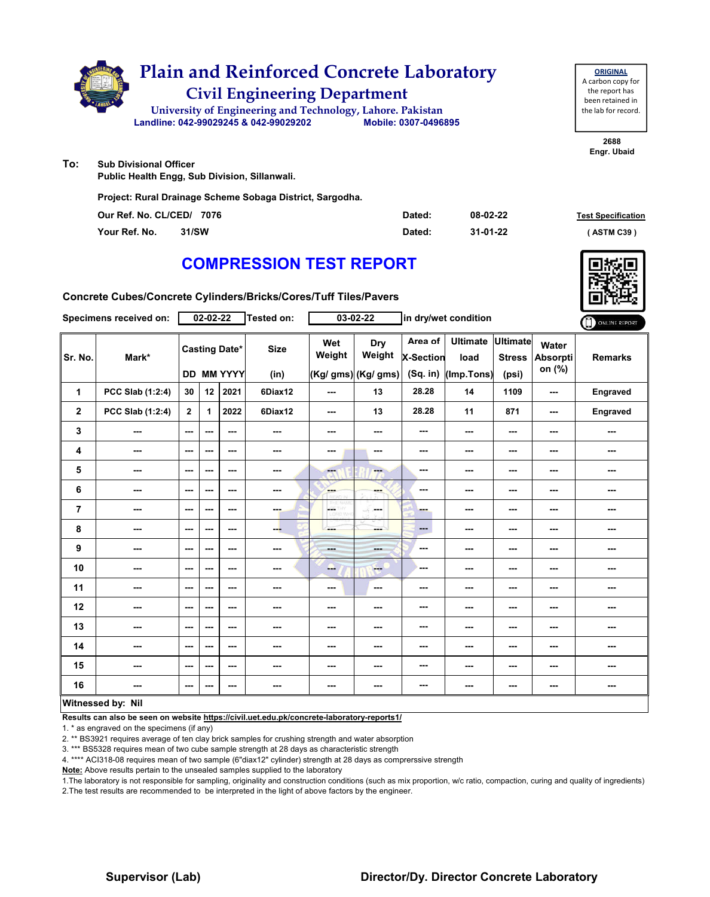# Plain and Reinforced Concrete Laboratory

## Civil Engineering Department

University of Engineering and Technology, Lahore. Pakistan

Landline: 042-99029245 & 042-99029202 Mobile: 0307-0496895

**ORIGINAL**
A carbon copy for the report has been retained in the lab for record.

2688
Engr. Ubaid

**To:** Sub Divisional Officer
Public Health Engg, Sub Division, Sillanwali.

Project: Rural Drainage Scheme Sobaga District, Sargodha.

Our Ref. No. CL/CED/ 7076 Dated: 08-02-22

Your Ref. No. 31/SW Dated: 31-01-22

Test Specification
( ASTM C39 )

# COMPRESSION TEST REPORT

Concrete Cubes/Concrete Cylinders/Bricks/Cores/Tuff Tiles/Pavers

Specimens received on: 02-02-22 Tested on: 03-02-22 in dry/wet condition

| Sr. No. | Mark* | Casting Date* | | | Size | Wet Weight | Dry Weight | Area of X-Section | Ultimate load | Ultimate Stress | Water Absorption (%) | Remarks |
|---|---|---|---|---|---|---|---|---|---|---|---|---|
| | | DD | MM | YYYY | (in) | (Kg/ gms) | (Kg/ gms) | (Sq. in) | (Imp.Tons) | (psi) | | |
| 1 | PCC Slab (1:2:4) | 30 | 12 | 2021 | 6Diax12 | --- | 13 | 28.28 | 14 | 1109 | --- | Engraved |
| 2 | PCC Slab (1:2:4) | 2 | 1 | 2022 | 6Diax12 | --- | 13 | 28.28 | 11 | 871 | --- | Engraved |
| 3 | --- | --- | --- | --- | --- | --- | --- | --- | --- | --- | --- | --- |
| 4 | --- | --- | --- | --- | --- | --- | --- | --- | --- | --- | --- | --- |
| 5 | --- | --- | --- | --- | --- | --- | --- | --- | --- | --- | --- | --- |
| 6 | --- | --- | --- | --- | --- | --- | --- | --- | --- | --- | --- | --- |
| 7 | --- | --- | --- | --- | --- | --- | --- | --- | --- | --- | --- | --- |
| 8 | --- | --- | --- | --- | --- | --- | --- | --- | --- | --- | --- | --- |
| 9 | --- | --- | --- | --- | --- | --- | --- | --- | --- | --- | --- | --- |
| 10 | --- | --- | --- | --- | --- | --- | --- | --- | --- | --- | --- | --- |
| 11 | --- | --- | --- | --- | --- | --- | --- | --- | --- | --- | --- | --- |
| 12 | --- | --- | --- | --- | --- | --- | --- | --- | --- | --- | --- | --- |
| 13 | --- | --- | --- | --- | --- | --- | --- | --- | --- | --- | --- | --- |
| 14 | --- | --- | --- | --- | --- | --- | --- | --- | --- | --- | --- | --- |
| 15 | --- | --- | --- | --- | --- | --- | --- | --- | --- | --- | --- | --- |
| 16 | --- | --- | --- | --- | --- | --- | --- | --- | --- | --- | --- | --- |

**Witnessed by: Nil**

**Results can also be seen on website https://civil.uet.edu.pk/concrete-laboratory-reports1/**

1. * as engraved on the specimens (if any)
2. ** BS3921 requires average of ten clay brick samples for crushing strength and water absorption
3. *** BS5328 requires mean of two cube sample strength at 28 days as characteristic strength
4. **** ACI318-08 requires mean of two sample (6"diax12" cylinder) strength at 28 days as comprerssive strength

**Note:** Above results pertain to the unsealed samples supplied to the laboratory

1.The laboratory is not responsible for sampling, originality and construction conditions (such as mix proportion, w/c ratio, compaction, curing and quality of ingredients)
2.The test results are recommended to be interpreted in the light of above factors by the engineer.

**Supervisor (Lab)** **Director/Dy. Director Concrete Laboratory**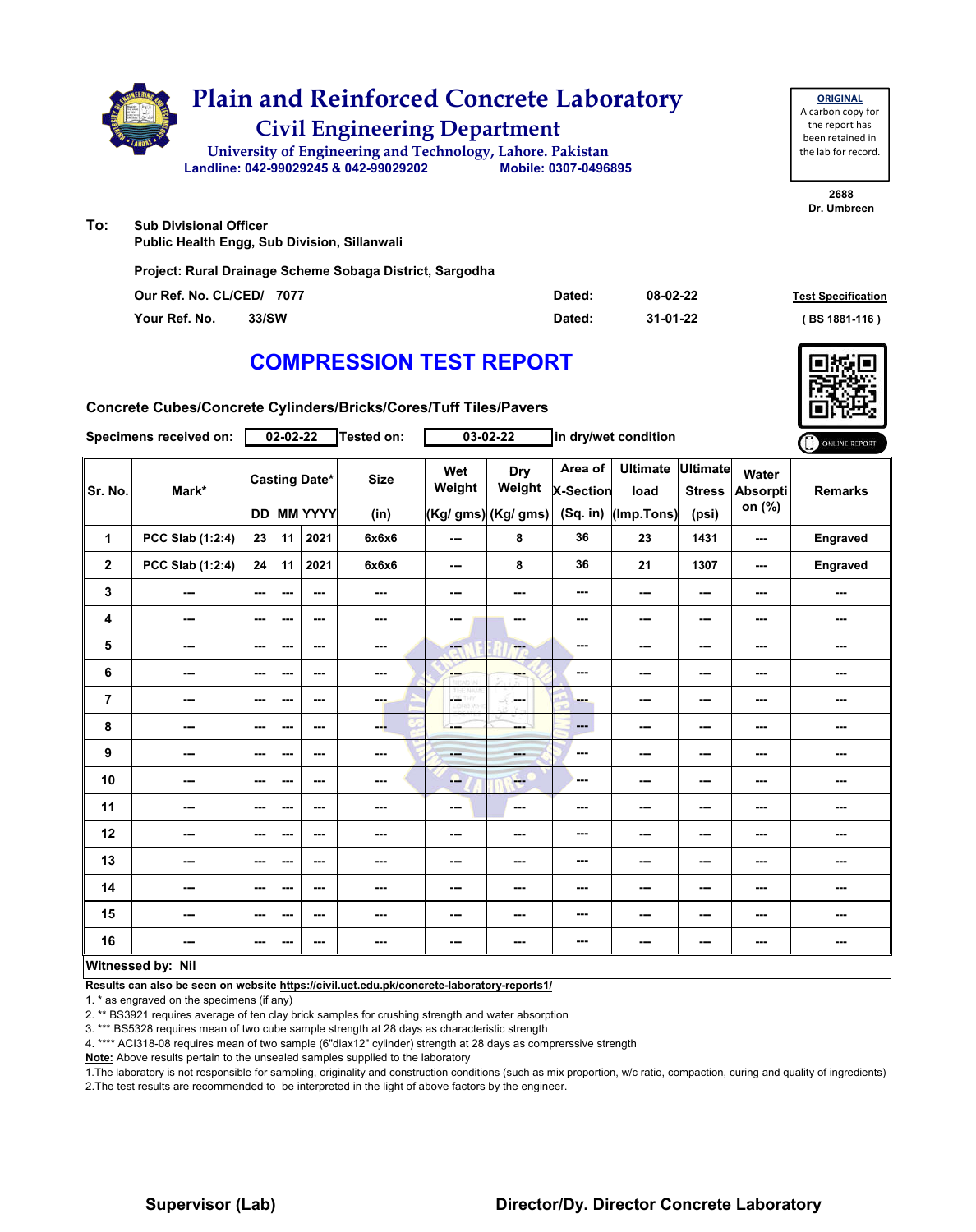# Plain and Reinforced Concrete Laboratory

## Civil Engineering Department

University of Engineering and Technology, Lahore. Pakistan

Landline: 042-99029245 & 042-99029202 Mobile: 0307-0496895

**ORIGINAL**
A carbon copy for the report has been retained in the lab for record.

2688
Dr. Umbreen

**To:** Sub Divisional Officer
Public Health Engg, Sub Division, Sillanwali

Project: Rural Drainage Scheme Sobaga District, Sargodha

Our Ref. No. CL/CED/ 7077 Dated: 08-02-22

Your Ref. No. 33/SW Dated: 31-01-22

Test Specification
( BS 1881-116 )

# COMPRESSION TEST REPORT

Concrete Cubes/Concrete Cylinders/Bricks/Cores/Tuff Tiles/Pavers

Specimens received on: 02-02-22 Tested on: 03-02-22 in dry/wet condition

| Sr. No. | Mark* | Casting Date* DD | MM | YYYY | Size (in) | Wet Weight (Kg/ gms) | Dry Weight (Kg/ gms) | Area of X-Section (Sq. in) | Ultimate load (Imp.Tons) | Ultimate Stress (psi) | Water Absorption (%) | Remarks |
|---|---|---|---|---|---|---|---|---|---|---|---|---|
| 1 | PCC Slab (1:2:4) | 23 | 11 | 2021 | 6x6x6 | --- | 8 | 36 | 23 | 1431 | --- | Engraved |
| 2 | PCC Slab (1:2:4) | 24 | 11 | 2021 | 6x6x6 | --- | 8 | 36 | 21 | 1307 | --- | Engraved |
| 3 | --- | --- | --- | --- | --- | --- | --- | --- | --- | --- | --- | --- |
| 4 | --- | --- | --- | --- | --- | --- | --- | --- | --- | --- | --- | --- |
| 5 | --- | --- | --- | --- | --- | --- | --- | --- | --- | --- | --- | --- |
| 6 | --- | --- | --- | --- | --- | --- | --- | --- | --- | --- | --- | --- |
| 7 | --- | --- | --- | --- | --- | --- | --- | --- | --- | --- | --- | --- |
| 8 | --- | --- | --- | --- | --- | --- | --- | --- | --- | --- | --- | --- |
| 9 | --- | --- | --- | --- | --- | --- | --- | --- | --- | --- | --- | --- |
| 10 | --- | --- | --- | --- | --- | --- | --- | --- | --- | --- | --- | --- |
| 11 | --- | --- | --- | --- | --- | --- | --- | --- | --- | --- | --- | --- |
| 12 | --- | --- | --- | --- | --- | --- | --- | --- | --- | --- | --- | --- |
| 13 | --- | --- | --- | --- | --- | --- | --- | --- | --- | --- | --- | --- |
| 14 | --- | --- | --- | --- | --- | --- | --- | --- | --- | --- | --- | --- |
| 15 | --- | --- | --- | --- | --- | --- | --- | --- | --- | --- | --- | --- |
| 16 | --- | --- | --- | --- | --- | --- | --- | --- | --- | --- | --- | --- |

**Witnessed by: Nil**

**Results can also be seen on website https://civil.uet.edu.pk/concrete-laboratory-reports1/**

1. * as engraved on the specimens (if any)
2. ** BS3921 requires average of ten clay brick samples for crushing strength and water absorption
3. *** BS5328 requires mean of two cube sample strength at 28 days as characteristic strength
4. **** ACI318-08 requires mean of two sample (6"diax12" cylinder) strength at 28 days as comprerssive strength

**Note:** Above results pertain to the unsealed samples supplied to the laboratory

1.The laboratory is not responsible for sampling, originality and construction conditions (such as mix proportion, w/c ratio, compaction, curing and quality of ingredients)
2.The test results are recommended to be interpreted in the light of above factors by the engineer.

**Supervisor (Lab)** **Director/Dy. Director Concrete Laboratory**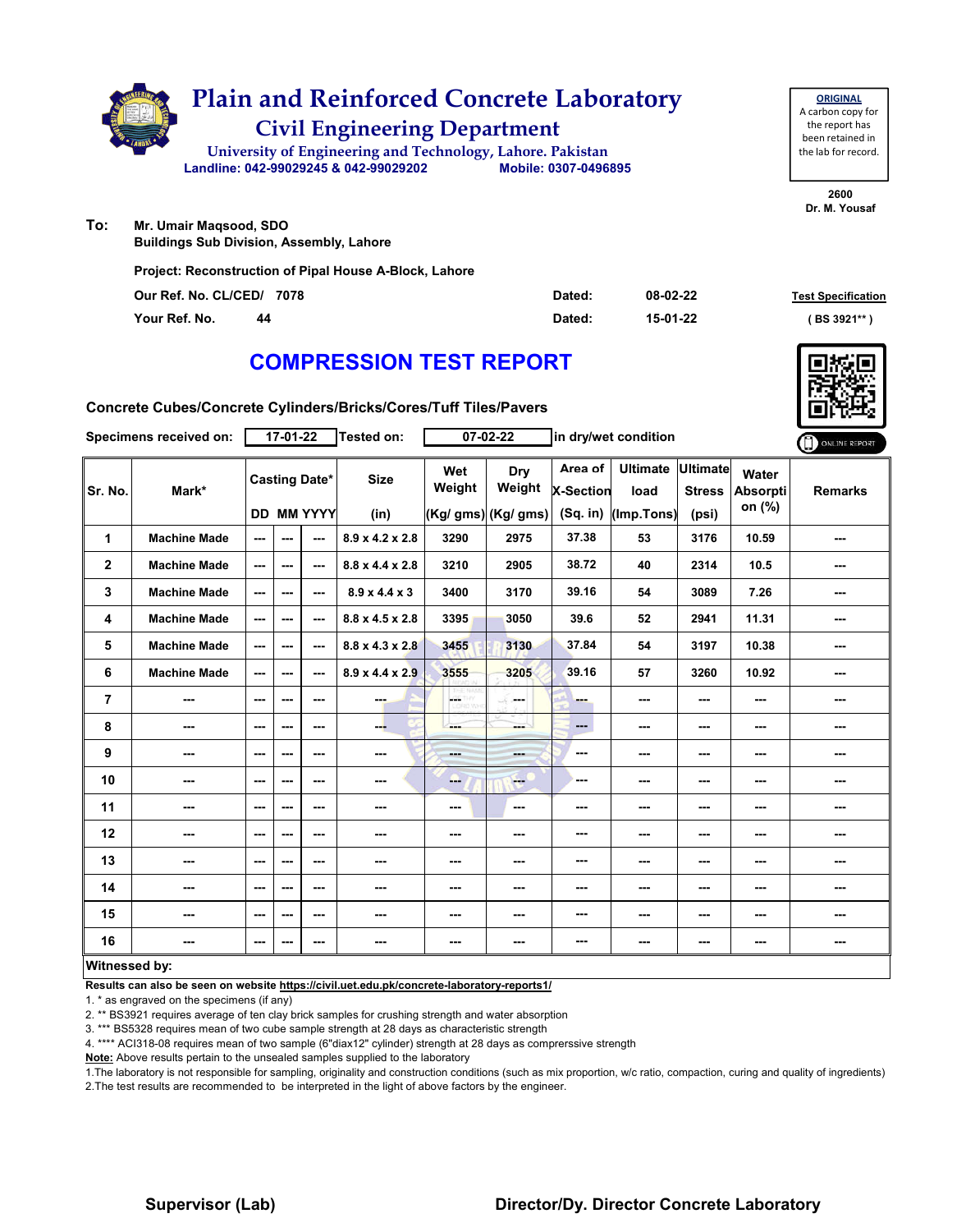# Plain and Reinforced Concrete Laboratory

## Civil Engineering Department

University of Engineering and Technology, Lahore. Pakistan

Landline: 042-99029245 & 042-99029202 Mobile: 0307-0496895

**ORIGINAL**
A carbon copy for the report has been retained in the lab for record.

2600
Dr. M. Yousaf

**To:** Mr. Umair Maqsood, SDO
Buildings Sub Division, Assembly, Lahore

Project: Reconstruction of Pipal House A-Block, Lahore

Our Ref. No. CL/CED/ 7078 Dated: 08-02-22

Your Ref. No. 44 Dated: 15-01-22

Test Specification ( BS 3921** )

# COMPRESSION TEST REPORT

Concrete Cubes/Concrete Cylinders/Bricks/Cores/Tuff Tiles/Pavers

Specimens received on: 17-01-22 Tested on: 07-02-22 in dry/wet condition

| Sr. No. | Mark* | Casting Date* | | | Size | Wet Weight | Dry Weight | Area of X-Section | Ultimate load | Ultimate Stress | Water Absorption (%) | Remarks |
|---|---|---|---|---|---|---|---|---|---|---|---|---|
| | | DD | MM | YYYY | (in) | (Kg/ gms) | (Kg/ gms) | (Sq. in) | (Imp.Tons) | (psi) | | |
| 1 | Machine Made | --- | --- | --- | 8.9 x 4.2 x 2.8 | 3290 | 2975 | 37.38 | 53 | 3176 | 10.59 | --- |
| 2 | Machine Made | --- | --- | --- | 8.8 x 4.4 x 2.8 | 3210 | 2905 | 38.72 | 40 | 2314 | 10.5 | --- |
| 3 | Machine Made | --- | --- | --- | 8.9 x 4.4 x 3 | 3400 | 3170 | 39.16 | 54 | 3089 | 7.26 | --- |
| 4 | Machine Made | --- | --- | --- | 8.8 x 4.5 x 2.8 | 3395 | 3050 | 39.6 | 52 | 2941 | 11.31 | --- |
| 5 | Machine Made | --- | --- | --- | 8.8 x 4.3 x 2.8 | 3455 | 3130 | 37.84 | 54 | 3197 | 10.38 | --- |
| 6 | Machine Made | --- | --- | --- | 8.9 x 4.4 x 2.9 | 3555 | 3205 | 39.16 | 57 | 3260 | 10.92 | --- |
| 7 | --- | --- | --- | --- | --- | --- | --- | --- | --- | --- | --- | --- |
| 8 | --- | --- | --- | --- | --- | --- | --- | --- | --- | --- | --- | --- |
| 9 | --- | --- | --- | --- | --- | --- | --- | --- | --- | --- | --- | --- |
| 10 | --- | --- | --- | --- | --- | --- | --- | --- | --- | --- | --- | --- |
| 11 | --- | --- | --- | --- | --- | --- | --- | --- | --- | --- | --- | --- |
| 12 | --- | --- | --- | --- | --- | --- | --- | --- | --- | --- | --- | --- |
| 13 | --- | --- | --- | --- | --- | --- | --- | --- | --- | --- | --- | --- |
| 14 | --- | --- | --- | --- | --- | --- | --- | --- | --- | --- | --- | --- |
| 15 | --- | --- | --- | --- | --- | --- | --- | --- | --- | --- | --- | --- |
| 16 | --- | --- | --- | --- | --- | --- | --- | --- | --- | --- | --- | --- |

**Witnessed by:**

**Results can also be seen on website https://civil.uet.edu.pk/concrete-laboratory-reports1/**

1. * as engraved on the specimens (if any)
2. ** BS3921 requires average of ten clay brick samples for crushing strength and water absorption
3. *** BS5328 requires mean of two cube sample strength at 28 days as characteristic strength
4. **** ACI318-08 requires mean of two sample (6"diax12" cylinder) strength at 28 days as comprerssive strength

**Note:** Above results pertain to the unsealed samples supplied to the laboratory

1.The laboratory is not responsible for sampling, originality and construction conditions (such as mix proportion, w/c ratio, compaction, curing and quality of ingredients)
2.The test results are recommended to be interpreted in the light of above factors by the engineer.

**Supervisor (Lab)** **Director/Dy. Director Concrete Laboratory**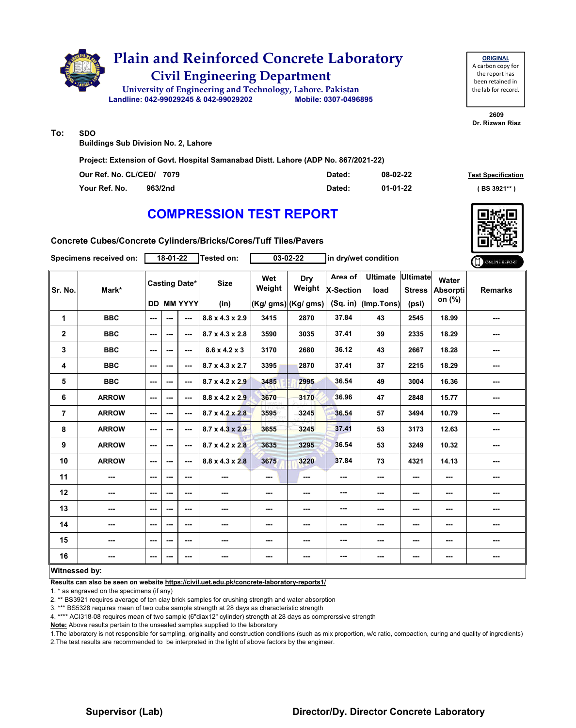# Plain and Reinforced Concrete Laboratory

## Civil Engineering Department

University of Engineering and Technology, Lahore. Pakistan

Landline: 042-99029245 & 042-99029202 Mobile: 0307-0496895

**ORIGINAL**
A carbon copy for the report has been retained in the lab for record.

2609
Dr. Rizwan Riaz

**To:** SDO
Buildings Sub Division No. 2, Lahore

Project: Extension of Govt. Hospital Samanabad Distt. Lahore (ADP No. 867/2021-22)

Our Ref. No. CL/CED/ 7079 Dated: 08-02-22

Your Ref. No. 963/2nd Dated: 01-01-22

Test Specification ( BS 3921** )

# COMPRESSION TEST REPORT

Concrete Cubes/Concrete Cylinders/Bricks/Cores/Tuff Tiles/Pavers

Specimens received on: 18-01-22 Tested on: 03-02-22 in dry/wet condition

| Sr. No. | Mark* | Casting Date* | | | Size | Wet Weight | Dry Weight | Area of X-Section | Ultimate load | Ultimate Stress | Water Absorption (%) | Remarks |
|---|---|---|---|---|---|---|---|---|---|---|---|---|
| | | DD | MM | YYYY | (in) | (Kg/ gms) | (Kg/ gms) | (Sq. in) | (Imp.Tons) | (psi) | | |
| 1 | BBC | --- | --- | --- | 8.8 x 4.3 x 2.9 | 3415 | 2870 | 37.84 | 43 | 2545 | 18.99 | --- |
| 2 | BBC | --- | --- | --- | 8.7 x 4.3 x 2.8 | 3590 | 3035 | 37.41 | 39 | 2335 | 18.29 | --- |
| 3 | BBC | --- | --- | --- | 8.6 x 4.2 x 3 | 3170 | 2680 | 36.12 | 43 | 2667 | 18.28 | --- |
| 4 | BBC | --- | --- | --- | 8.7 x 4.3 x 2.7 | 3395 | 2870 | 37.41 | 37 | 2215 | 18.29 | --- |
| 5 | BBC | --- | --- | --- | 8.7 x 4.2 x 2.9 | 3485 | 2995 | 36.54 | 49 | 3004 | 16.36 | --- |
| 6 | ARROW | --- | --- | --- | 8.8 x 4.2 x 2.9 | 3670 | 3170 | 36.96 | 47 | 2848 | 15.77 | --- |
| 7 | ARROW | --- | --- | --- | 8.7 x 4.2 x 2.8 | 3595 | 3245 | 36.54 | 57 | 3494 | 10.79 | --- |
| 8 | ARROW | --- | --- | --- | 8.7 x 4.3 x 2.9 | 3655 | 3245 | 37.41 | 53 | 3173 | 12.63 | --- |
| 9 | ARROW | --- | --- | --- | 8.7 x 4.2 x 2.8 | 3635 | 3295 | 36.54 | 53 | 3249 | 10.32 | --- |
| 10 | ARROW | --- | --- | --- | 8.8 x 4.3 x 2.8 | 3675 | 3220 | 37.84 | 73 | 4321 | 14.13 | --- |
| 11 | --- | --- | --- | --- | --- | --- | --- | --- | --- | --- | --- | --- |
| 12 | --- | --- | --- | --- | --- | --- | --- | --- | --- | --- | --- | --- |
| 13 | --- | --- | --- | --- | --- | --- | --- | --- | --- | --- | --- | --- |
| 14 | --- | --- | --- | --- | --- | --- | --- | --- | --- | --- | --- | --- |
| 15 | --- | --- | --- | --- | --- | --- | --- | --- | --- | --- | --- | --- |
| 16 | --- | --- | --- | --- | --- | --- | --- | --- | --- | --- | --- | --- |

**Witnessed by:**

**Results can also be seen on website https://civil.uet.edu.pk/concrete-laboratory-reports1/**

1. * as engraved on the specimens (if any)
2. ** BS3921 requires average of ten clay brick samples for crushing strength and water absorption
3. *** BS5328 requires mean of two cube sample strength at 28 days as characteristic strength
4. **** ACI318-08 requires mean of two sample (6"diax12" cylinder) strength at 28 days as comprerssive strength

**Note:** Above results pertain to the unsealed samples supplied to the laboratory

1.The laboratory is not responsible for sampling, originality and construction conditions (such as mix proportion, w/c ratio, compaction, curing and quality of ingredients)
2.The test results are recommended to be interpreted in the light of above factors by the engineer.

**Supervisor (Lab)** **Director/Dy. Director Concrete Laboratory**